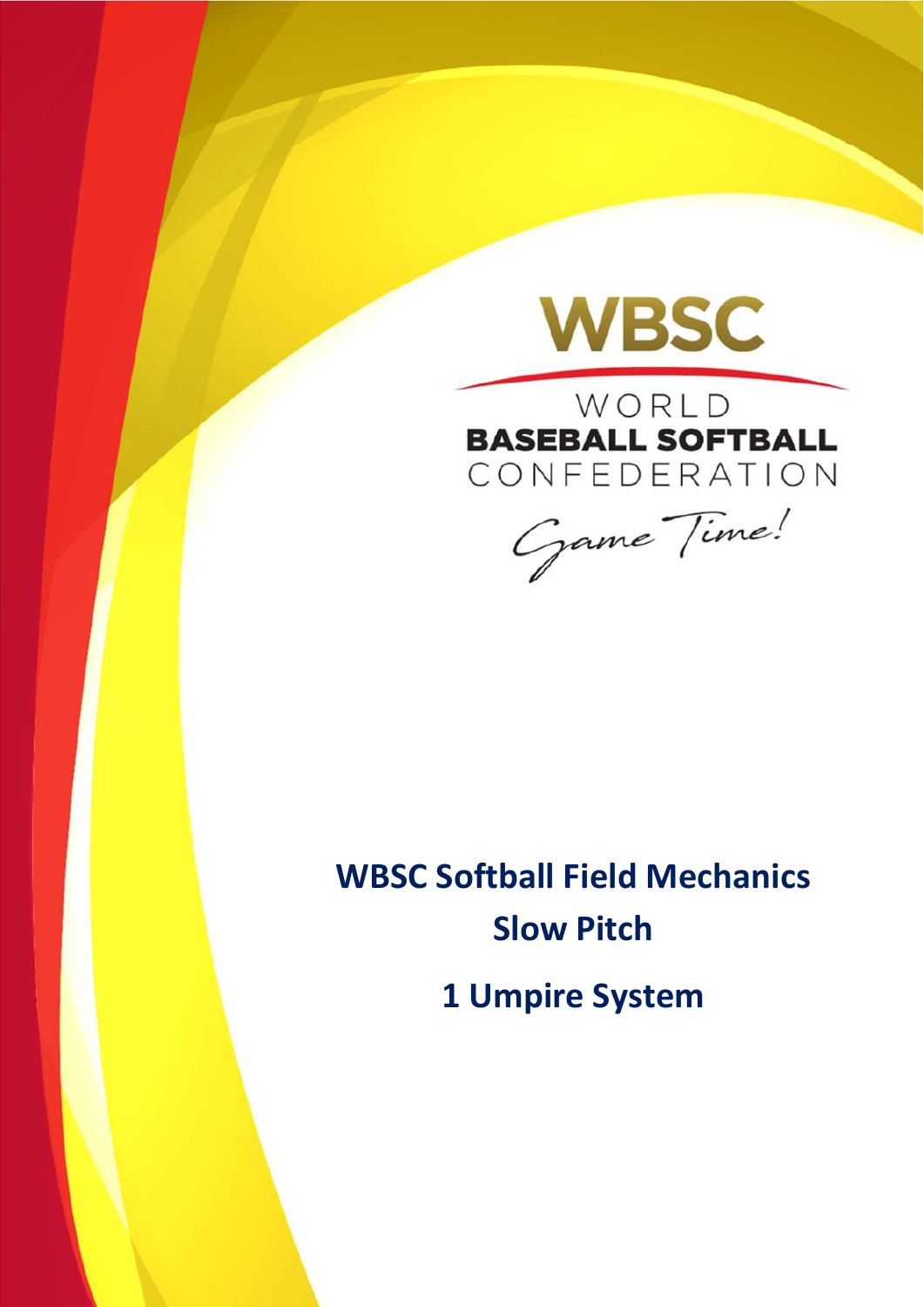WBSC

WORLD
BASEBALL SOFTBALL
CONFEDERATION

Game Time!

# WBSC Softball Field Mechanics
## Slow Pitch
## 1 Umpire System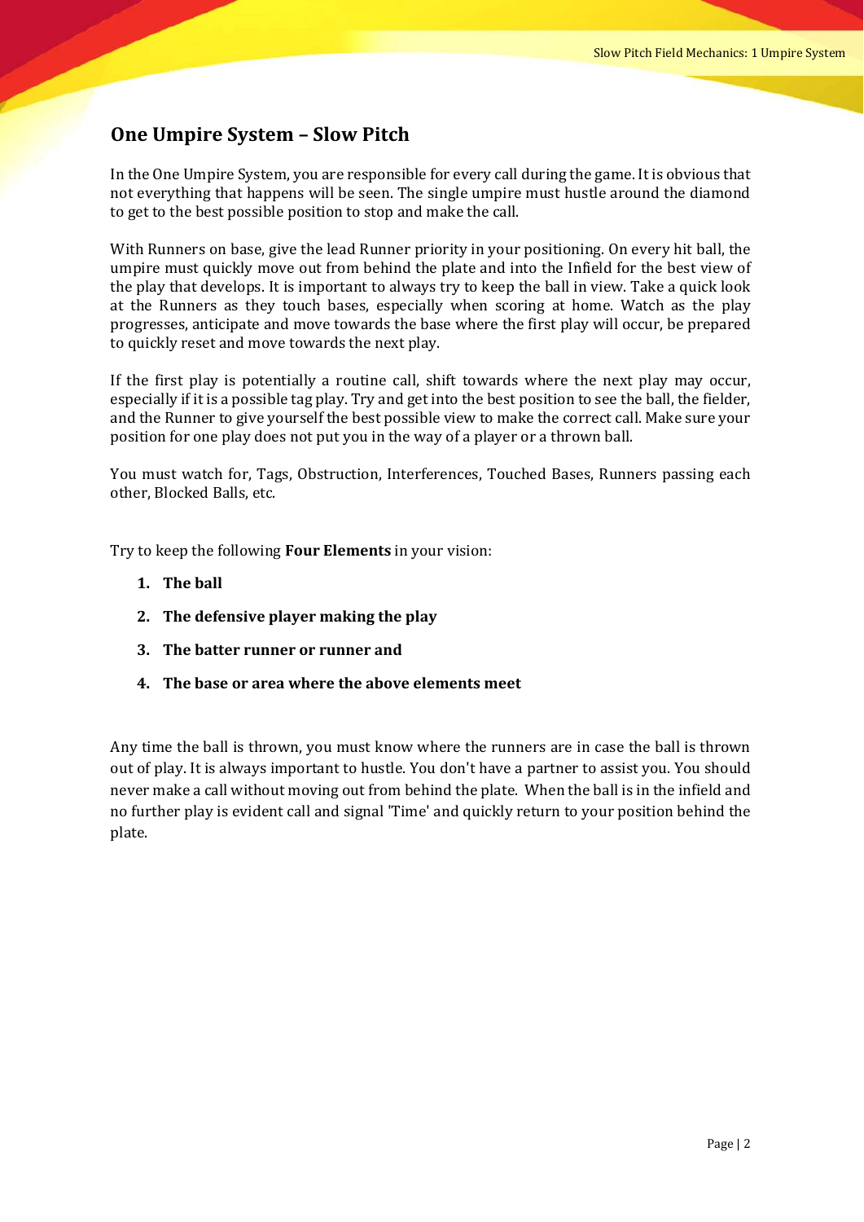## One Umpire System – Slow Pitch

In the One Umpire System, you are responsible for every call during the game. It is obvious that not everything that happens will be seen. The single umpire must hustle around the diamond to get to the best possible position to stop and make the call.

With Runners on base, give the lead Runner priority in your positioning. On every hit ball, the umpire must quickly move out from behind the plate and into the Infield for the best view of the play that develops. It is important to always try to keep the ball in view. Take a quick look at the Runners as they touch bases, especially when scoring at home. Watch as the play progresses, anticipate and move towards the base where the first play will occur, be prepared to quickly reset and move towards the next play.

If the first play is potentially a routine call, shift towards where the next play may occur, especially if it is a possible tag play. Try and get into the best position to see the ball, the fielder, and the Runner to give yourself the best possible view to make the correct call. Make sure your position for one play does not put you in the way of a player or a thrown ball.

You must watch for, Tags, Obstruction, Interferences, Touched Bases, Runners passing each other, Blocked Balls, etc.

Try to keep the following **Four Elements** in your vision:

1. **The ball**
2. **The defensive player making the play**
3. **The batter runner or runner and**
4. **The base or area where the above elements meet**

Any time the ball is thrown, you must know where the runners are in case the ball is thrown out of play. It is always important to hustle. You don't have a partner to assist you. You should never make a call without moving out from behind the plate. When the ball is in the infield and no further play is evident call and signal 'Time' and quickly return to your position behind the plate.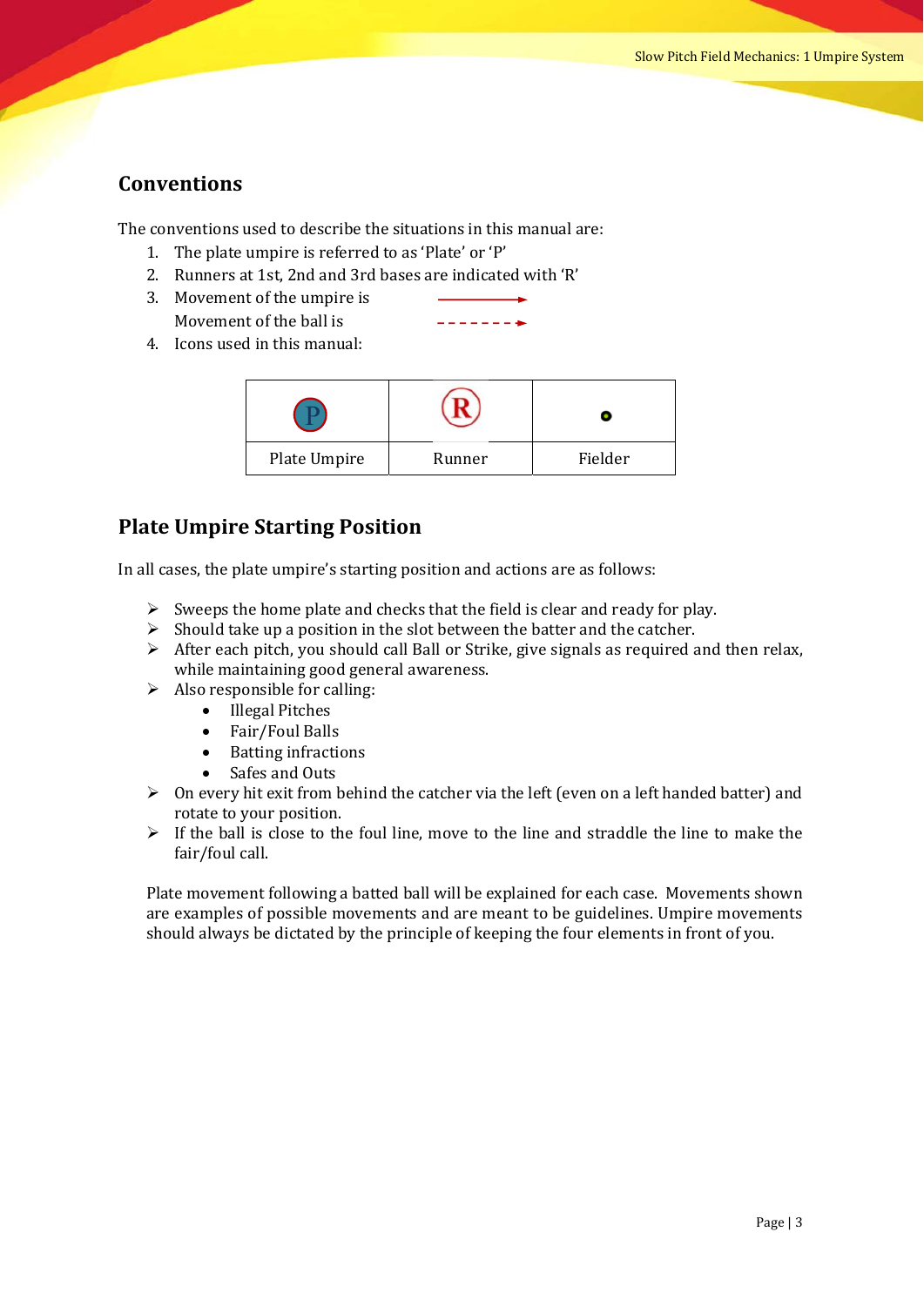## Conventions

The conventions used to describe the situations in this manual are:

1. The plate umpire is referred to as 'Plate' or 'P'
2. Runners at 1st, 2nd and 3rd bases are indicated with 'R'
3. Movement of the umpire is ——————→
   Movement of the ball is - - - - - - - →
4. Icons used in this manual:

| P | R | • |
|---|---|---|
| Plate Umpire | Runner | Fielder |

## Plate Umpire Starting Position

In all cases, the plate umpire's starting position and actions are as follows:

- Sweeps the home plate and checks that the field is clear and ready for play.
- Should take up a position in the slot between the batter and the catcher.
- After each pitch, you should call Ball or Strike, give signals as required and then relax, while maintaining good general awareness.
- Also responsible for calling:
  - Illegal Pitches
  - Fair/Foul Balls
  - Batting infractions
  - Safes and Outs
- On every hit exit from behind the catcher via the left (even on a left handed batter) and rotate to your position.
- If the ball is close to the foul line, move to the line and straddle the line to make the fair/foul call.

Plate movement following a batted ball will be explained for each case. Movements shown are examples of possible movements and are meant to be guidelines. Umpire movements should always be dictated by the principle of keeping the four elements in front of you.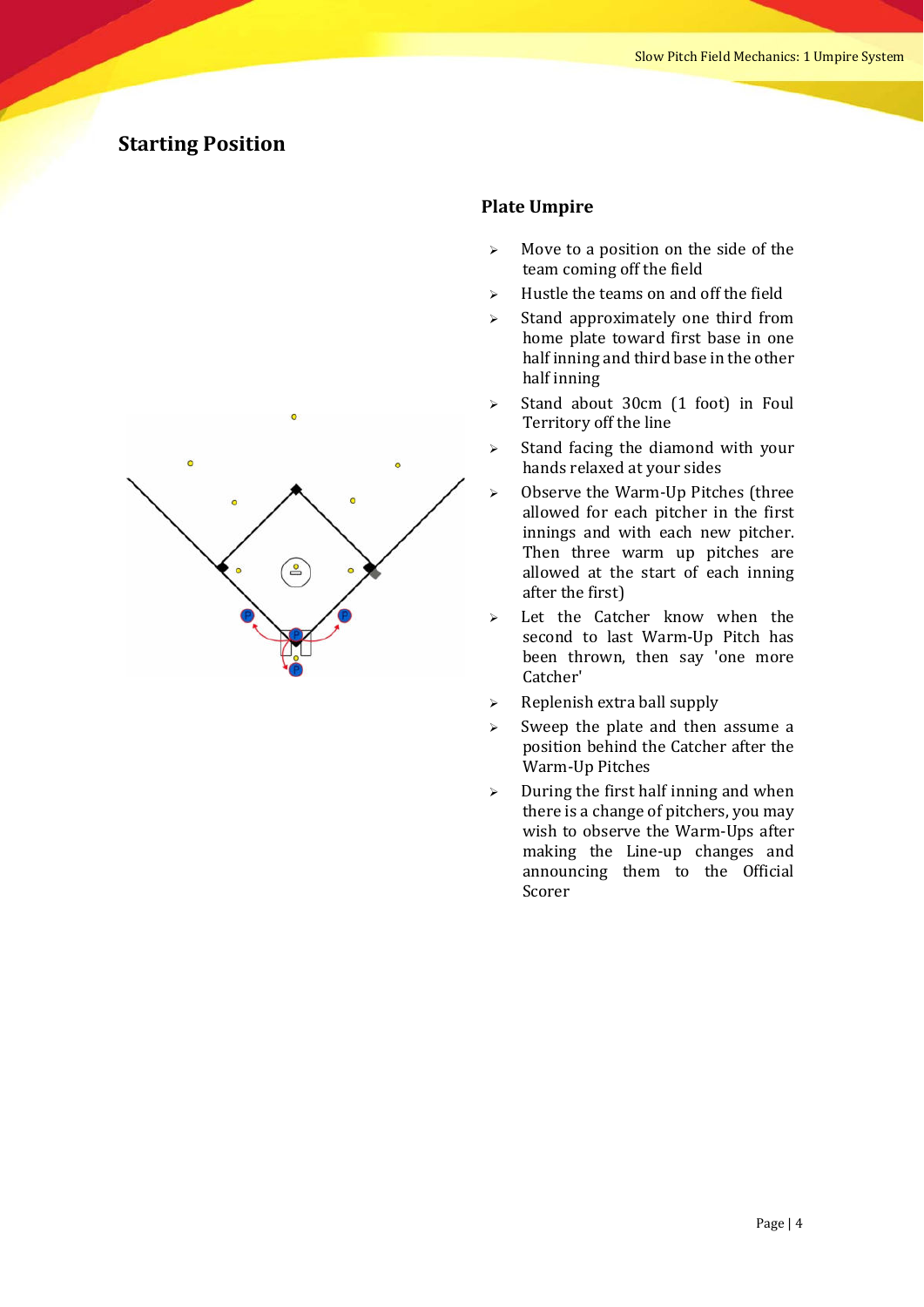## Starting Position

### Plate Umpire

- Move to a position on the side of the team coming off the field
- Hustle the teams on and off the field
- Stand approximately one third from home plate toward first base in one half inning and third base in the other half inning
- Stand about 30cm (1 foot) in Foul Territory off the line
- Stand facing the diamond with your hands relaxed at your sides
- Observe the Warm-Up Pitches (three allowed for each pitcher in the first innings and with each new pitcher. Then three warm up pitches are allowed at the start of each inning after the first)
- Let the Catcher know when the second to last Warm-Up Pitch has been thrown, then say 'one more Catcher'
- Replenish extra ball supply
- Sweep the plate and then assume a position behind the Catcher after the Warm-Up Pitches
- During the first half inning and when there is a change of pitchers, you may wish to observe the Warm-Ups after making the Line-up changes and announcing them to the Official Scorer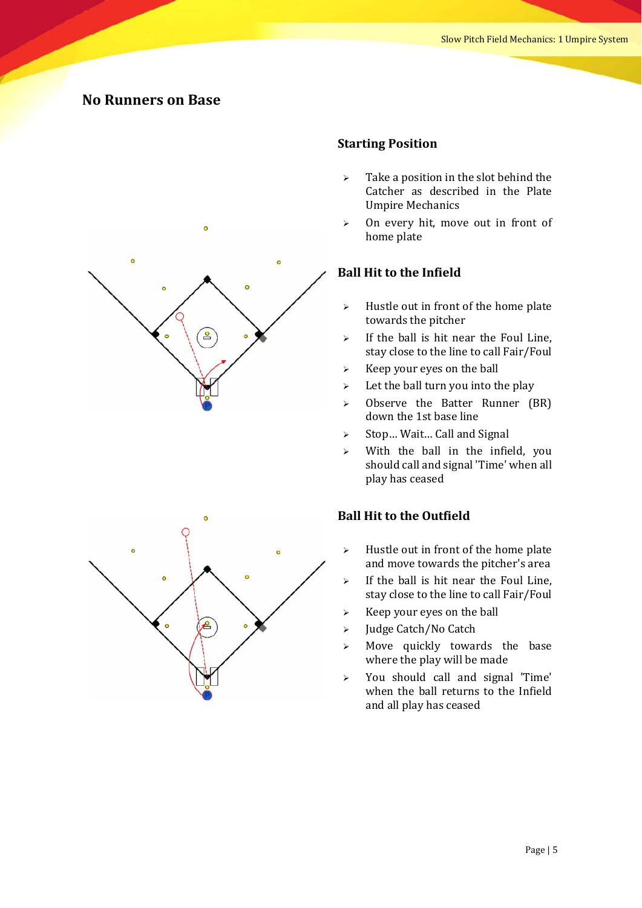## No Runners on Base

### Starting Position

- Take a position in the slot behind the Catcher as described in the Plate Umpire Mechanics
- On every hit, move out in front of home plate

### Ball Hit to the Infield

- Hustle out in front of the home plate towards the pitcher
- If the ball is hit near the Foul Line, stay close to the line to call Fair/Foul
- Keep your eyes on the ball
- Let the ball turn you into the play
- Observe the Batter Runner (BR) down the 1st base line
- Stop... Wait... Call and Signal
- With the ball in the infield, you should call and signal 'Time' when all play has ceased

### Ball Hit to the Outfield

- Hustle out in front of the home plate and move towards the pitcher's area
- If the ball is hit near the Foul Line, stay close to the line to call Fair/Foul
- Keep your eyes on the ball
- Judge Catch/No Catch
- Move quickly towards the base where the play will be made
- You should call and signal 'Time' when the ball returns to the Infield and all play has ceased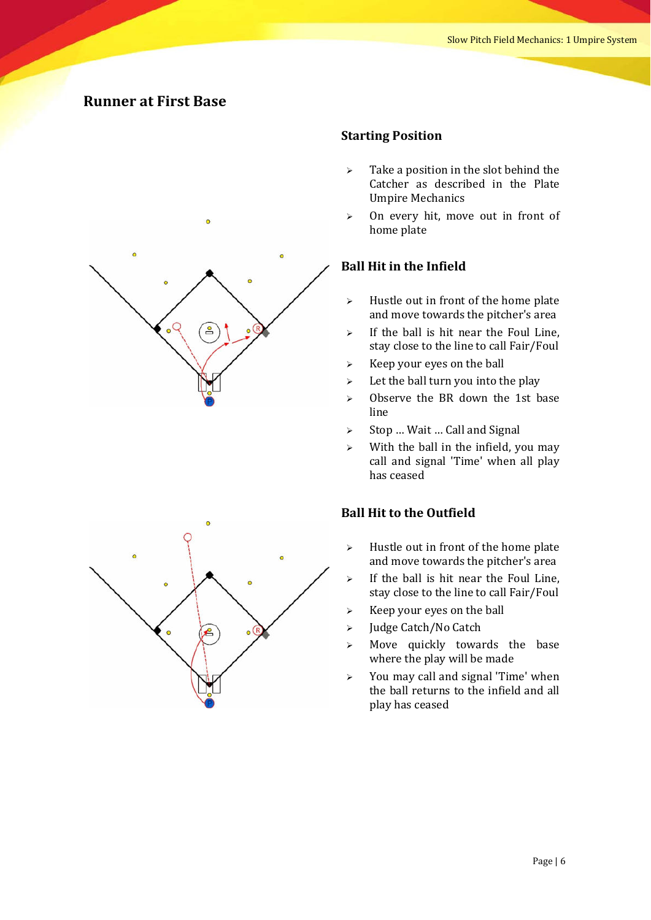# Runner at First Base

## Starting Position

- Take a position in the slot behind the Catcher as described in the Plate Umpire Mechanics
- On every hit, move out in front of home plate

## Ball Hit in the Infield

- Hustle out in front of the home plate and move towards the pitcher's area
- If the ball is hit near the Foul Line, stay close to the line to call Fair/Foul
- Keep your eyes on the ball
- Let the ball turn you into the play
- Observe the BR down the 1st base line
- Stop ... Wait ... Call and Signal
- With the ball in the infield, you may call and signal 'Time' when all play has ceased

## Ball Hit to the Outfield

- Hustle out in front of the home plate and move towards the pitcher's area
- If the ball is hit near the Foul Line, stay close to the line to call Fair/Foul
- Keep your eyes on the ball
- Judge Catch/No Catch
- Move quickly towards the base where the play will be made
- You may call and signal 'Time' when the ball returns to the infield and all play has ceased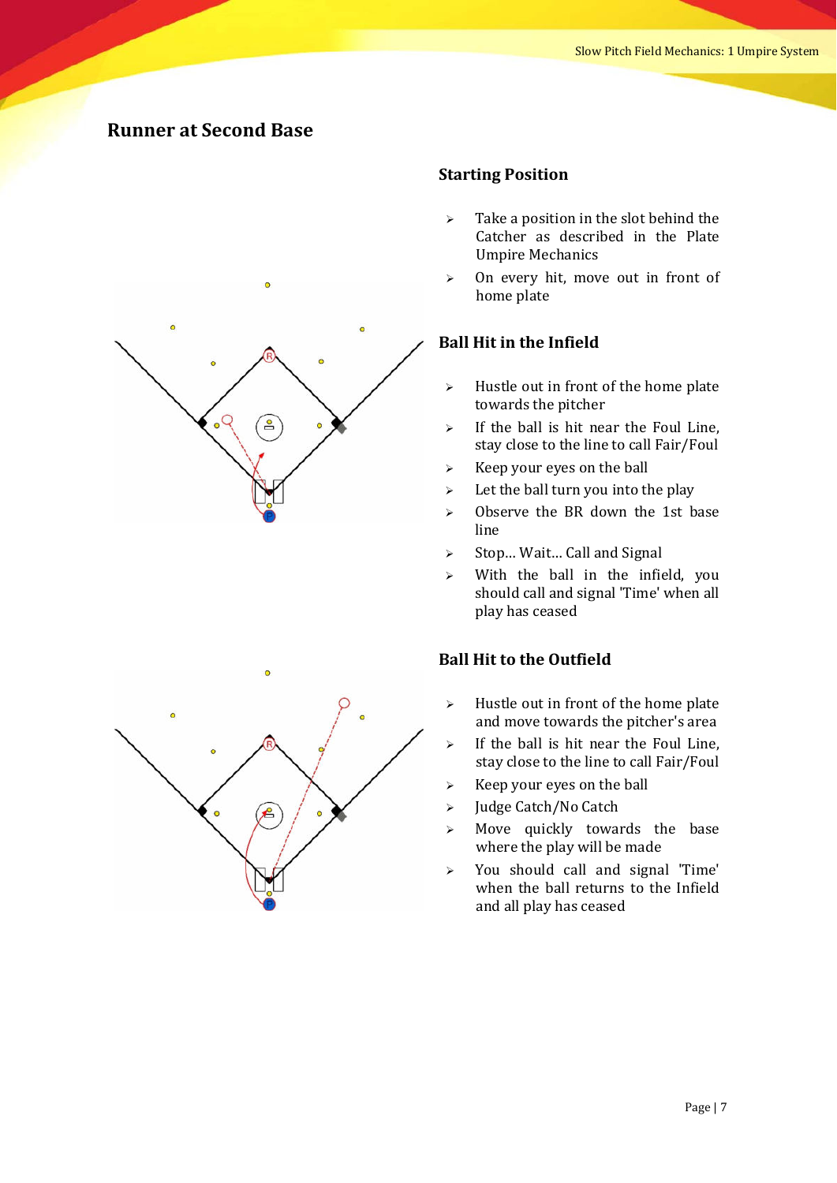## Runner at Second Base

### Starting Position

- Take a position in the slot behind the Catcher as described in the Plate Umpire Mechanics
- On every hit, move out in front of home plate

### Ball Hit in the Infield

- Hustle out in front of the home plate towards the pitcher
- If the ball is hit near the Foul Line, stay close to the line to call Fair/Foul
- Keep your eyes on the ball
- Let the ball turn you into the play
- Observe the BR down the 1st base line
- Stop... Wait... Call and Signal
- With the ball in the infield, you should call and signal 'Time' when all play has ceased

### Ball Hit to the Outfield

- Hustle out in front of the home plate and move towards the pitcher's area
- If the ball is hit near the Foul Line, stay close to the line to call Fair/Foul
- Keep your eyes on the ball
- Judge Catch/No Catch
- Move quickly towards the base where the play will be made
- You should call and signal 'Time' when the ball returns to the Infield and all play has ceased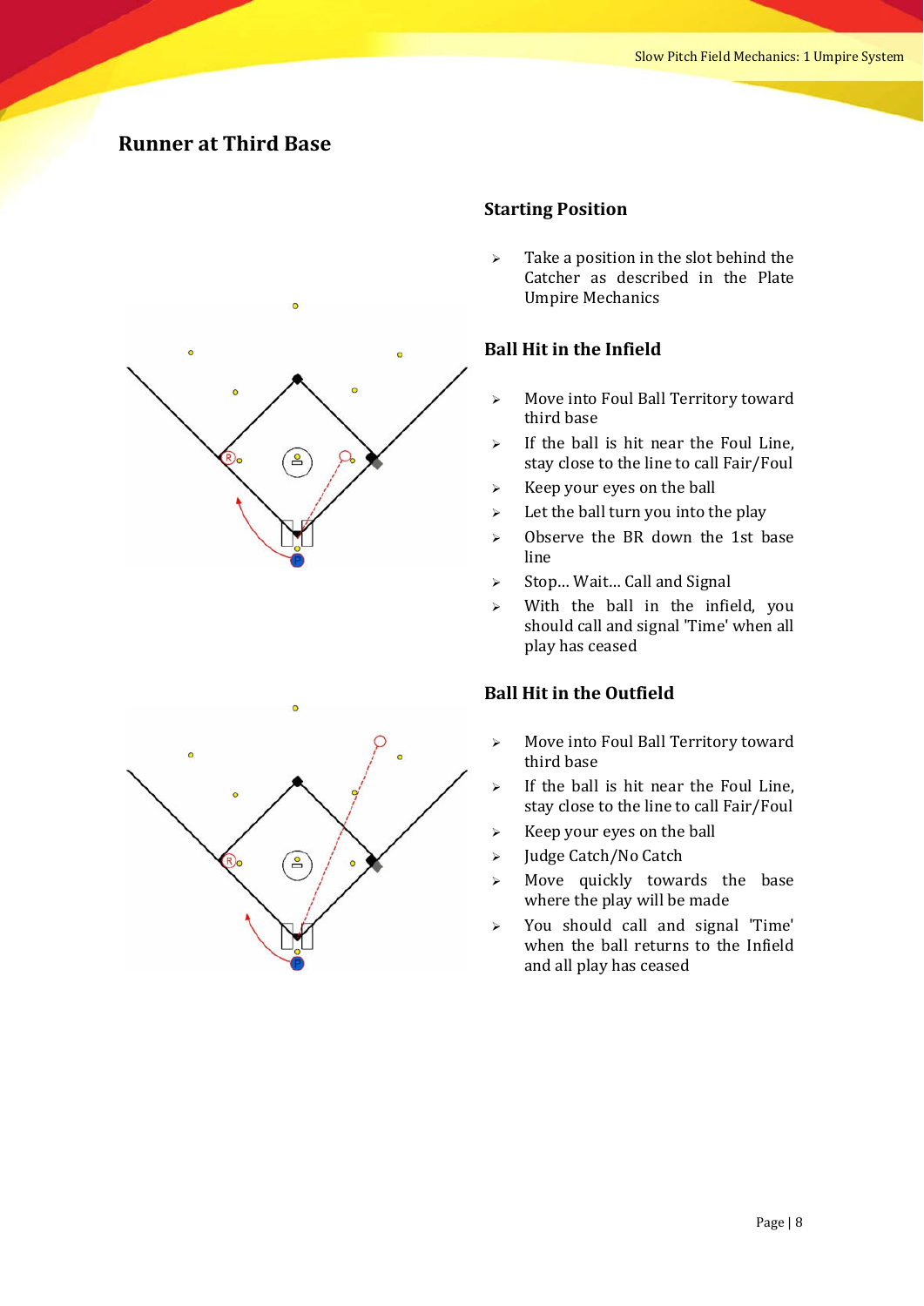## Runner at Third Base

### Starting Position

- Take a position in the slot behind the Catcher as described in the Plate Umpire Mechanics

### Ball Hit in the Infield

- Move into Foul Ball Territory toward third base
- If the ball is hit near the Foul Line, stay close to the line to call Fair/Foul
- Keep your eyes on the ball
- Let the ball turn you into the play
- Observe the BR down the 1st base line
- Stop… Wait… Call and Signal
- With the ball in the infield, you should call and signal 'Time' when all play has ceased

### Ball Hit in the Outfield

- Move into Foul Ball Territory toward third base
- If the ball is hit near the Foul Line, stay close to the line to call Fair/Foul
- Keep your eyes on the ball
- Judge Catch/No Catch
- Move quickly towards the base where the play will be made
- You should call and signal 'Time' when the ball returns to the Infield and all play has ceased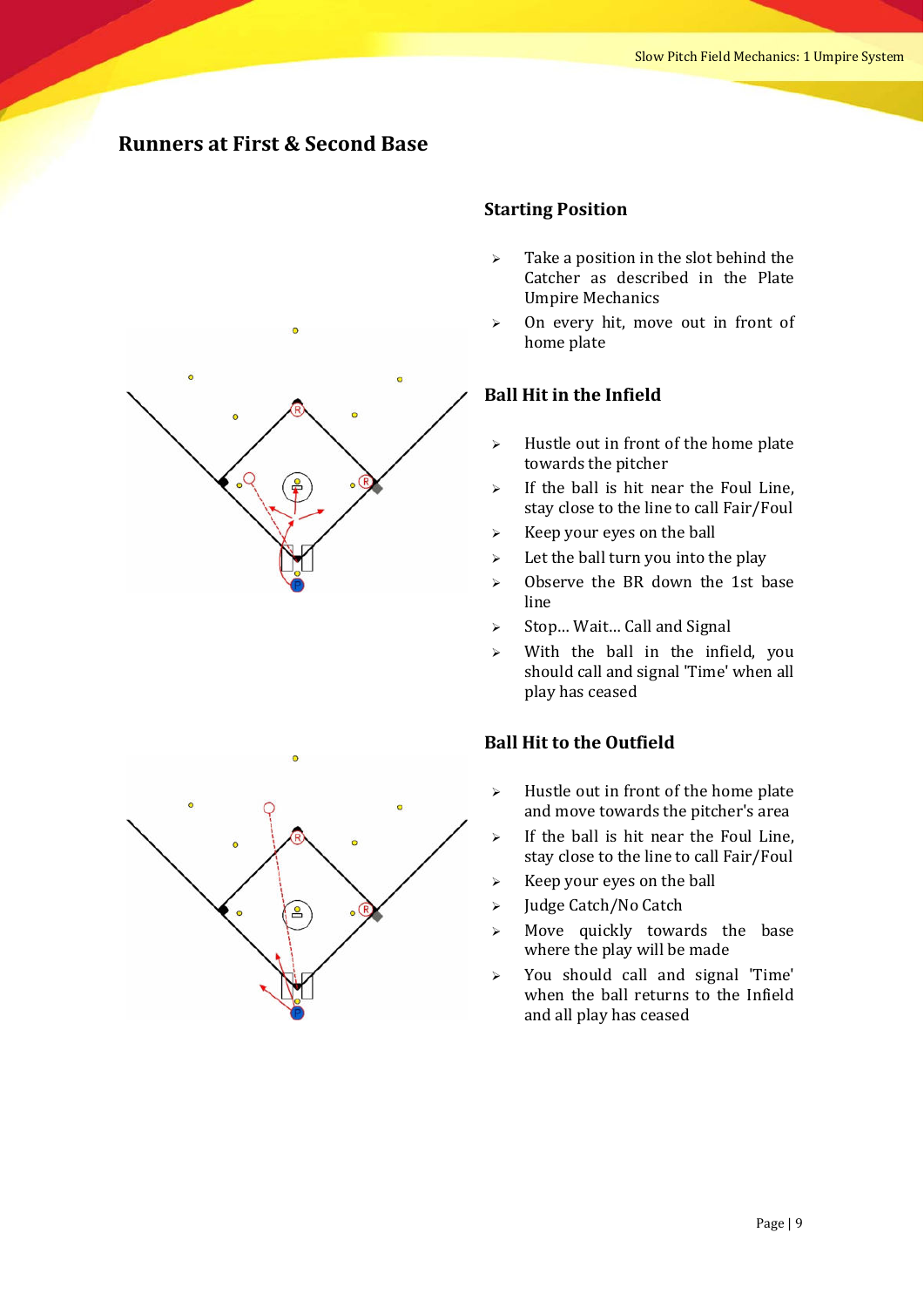# Runners at First & Second Base

## Starting Position

- Take a position in the slot behind the Catcher as described in the Plate Umpire Mechanics
- On every hit, move out in front of home plate

## Ball Hit in the Infield

- Hustle out in front of the home plate towards the pitcher
- If the ball is hit near the Foul Line, stay close to the line to call Fair/Foul
- Keep your eyes on the ball
- Let the ball turn you into the play
- Observe the BR down the 1st base line
- Stop... Wait... Call and Signal
- With the ball in the infield, you should call and signal 'Time' when all play has ceased

## Ball Hit to the Outfield

- Hustle out in front of the home plate and move towards the pitcher's area
- If the ball is hit near the Foul Line, stay close to the line to call Fair/Foul
- Keep your eyes on the ball
- Judge Catch/No Catch
- Move quickly towards the base where the play will be made
- You should call and signal 'Time' when the ball returns to the Infield and all play has ceased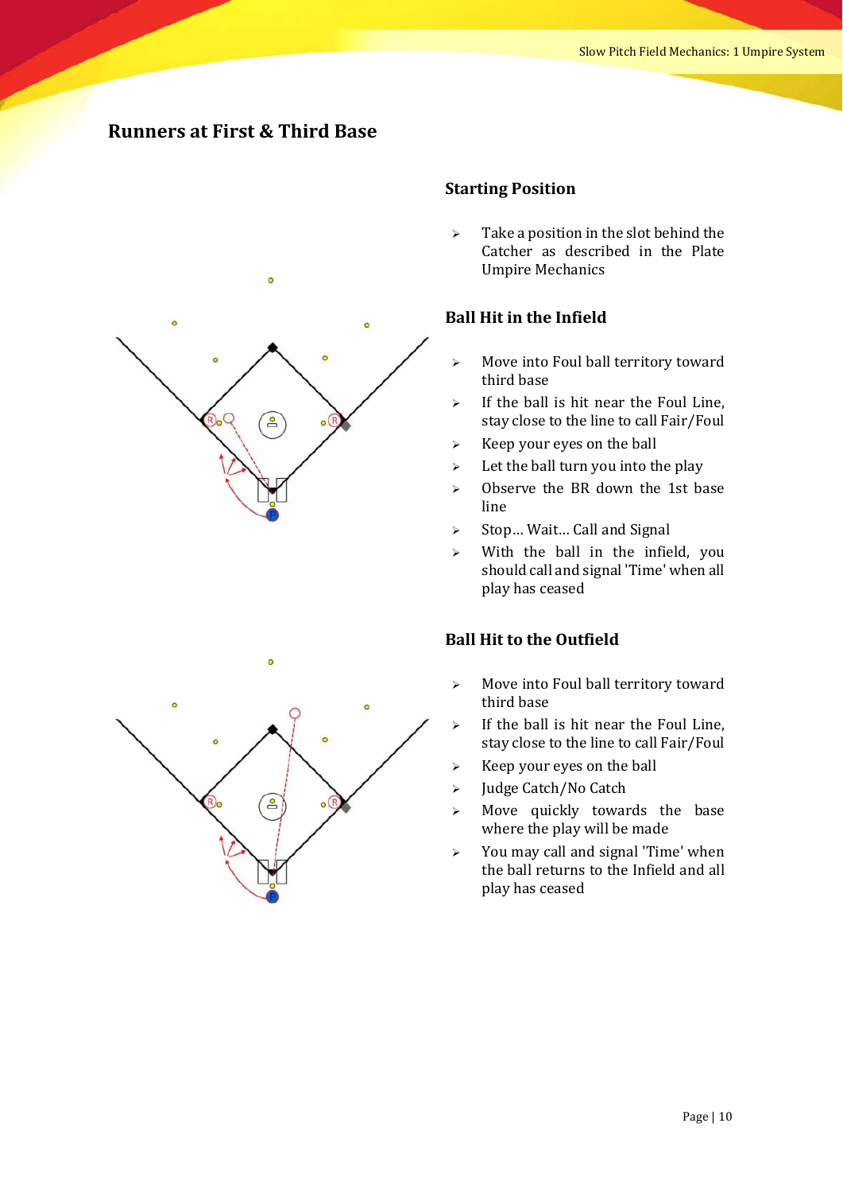## Runners at First & Third Base

### Starting Position

- Take a position in the slot behind the Catcher as described in the Plate Umpire Mechanics

### Ball Hit in the Infield

- Move into Foul ball territory toward third base
- If the ball is hit near the Foul Line, stay close to the line to call Fair/Foul
- Keep your eyes on the ball
- Let the ball turn you into the play
- Observe the BR down the 1st base line
- Stop… Wait… Call and Signal
- With the ball in the infield, you should call and signal 'Time' when all play has ceased

### Ball Hit to the Outfield

- Move into Foul ball territory toward third base
- If the ball is hit near the Foul Line, stay close to the line to call Fair/Foul
- Keep your eyes on the ball
- Judge Catch/No Catch
- Move quickly towards the base where the play will be made
- You may call and signal 'Time' when the ball returns to the Infield and all play has ceased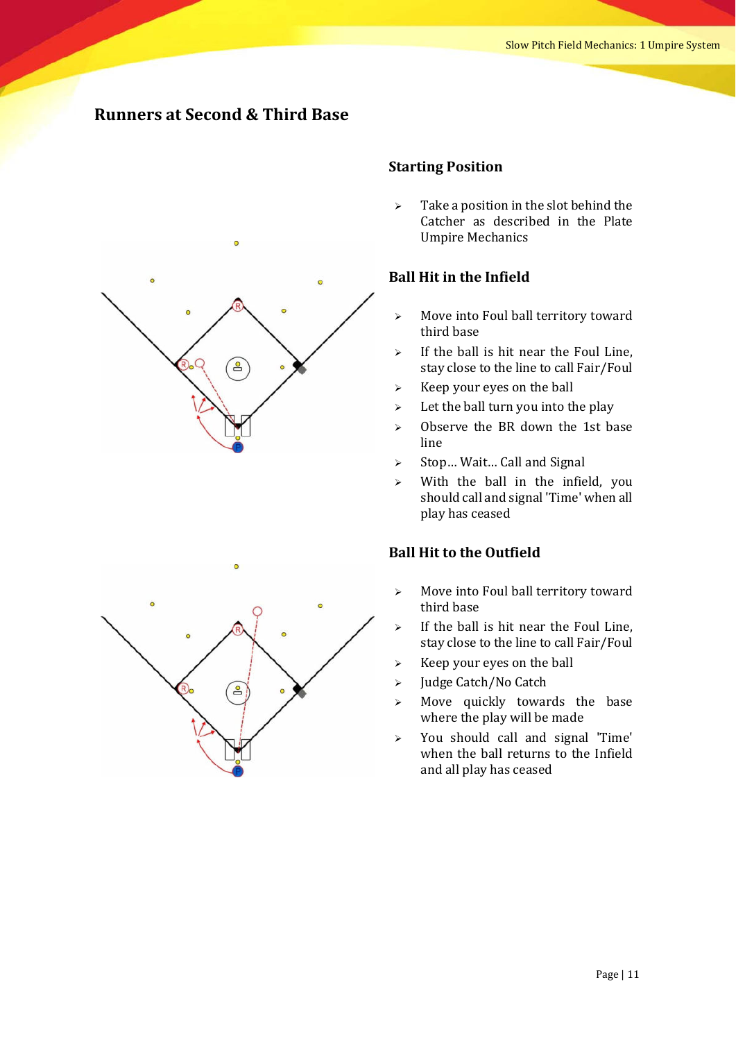# Runners at Second & Third Base

## Starting Position

- Take a position in the slot behind the Catcher as described in the Plate Umpire Mechanics

## Ball Hit in the Infield

- Move into Foul ball territory toward third base
- If the ball is hit near the Foul Line, stay close to the line to call Fair/Foul
- Keep your eyes on the ball
- Let the ball turn you into the play
- Observe the BR down the 1st base line
- Stop... Wait... Call and Signal
- With the ball in the infield, you should call and signal 'Time' when all play has ceased

## Ball Hit to the Outfield

- Move into Foul ball territory toward third base
- If the ball is hit near the Foul Line, stay close to the line to call Fair/Foul
- Keep your eyes on the ball
- Judge Catch/No Catch
- Move quickly towards the base where the play will be made
- You should call and signal 'Time' when the ball returns to the Infield and all play has ceased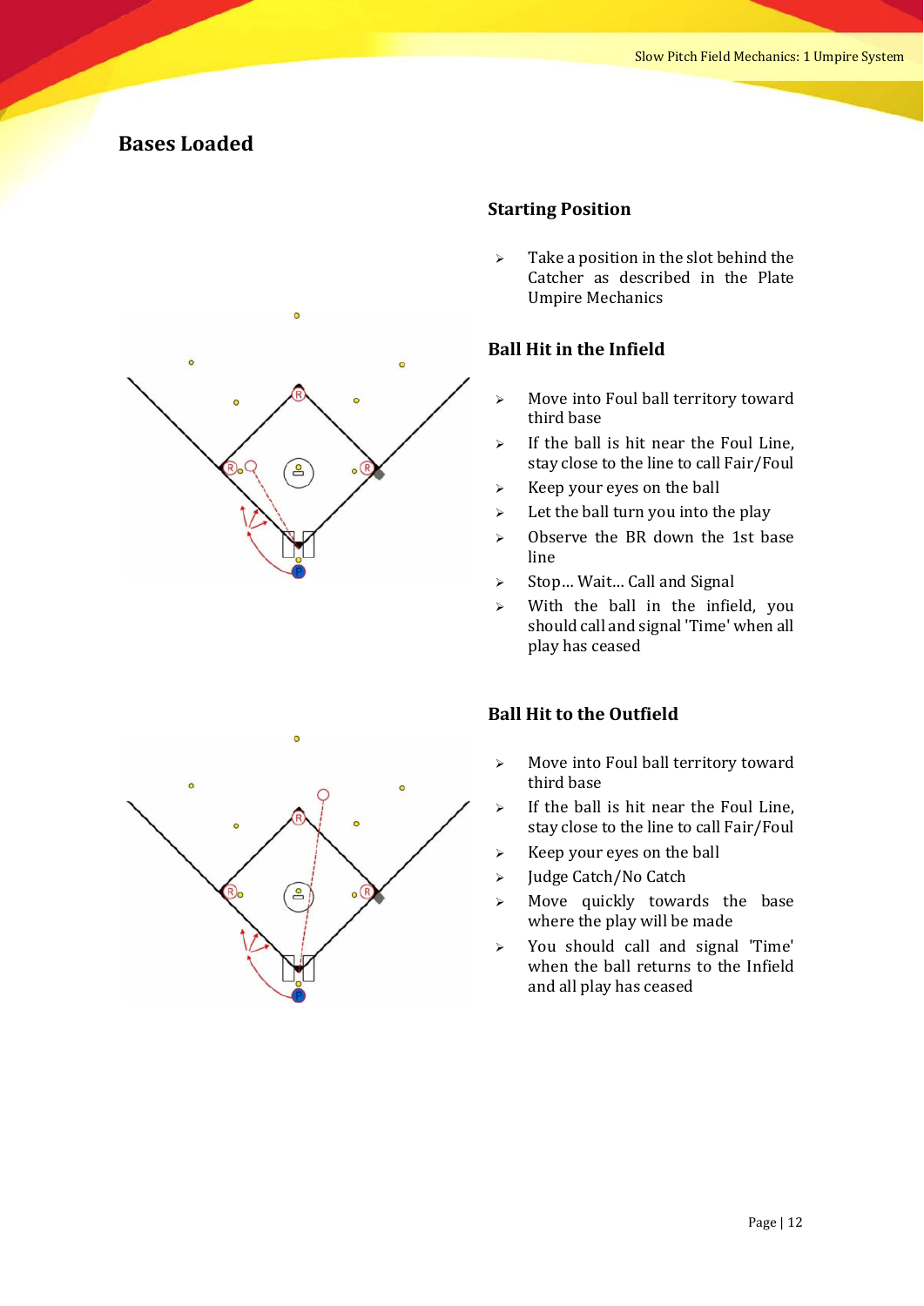## Bases Loaded

### Starting Position

- Take a position in the slot behind the Catcher as described in the Plate Umpire Mechanics

### Ball Hit in the Infield

- Move into Foul ball territory toward third base
- If the ball is hit near the Foul Line, stay close to the line to call Fair/Foul
- Keep your eyes on the ball
- Let the ball turn you into the play
- Observe the BR down the 1st base line
- Stop... Wait... Call and Signal
- With the ball in the infield, you should call and signal 'Time' when all play has ceased

### Ball Hit to the Outfield

- Move into Foul ball territory toward third base
- If the ball is hit near the Foul Line, stay close to the line to call Fair/Foul
- Keep your eyes on the ball
- Judge Catch/No Catch
- Move quickly towards the base where the play will be made
- You should call and signal 'Time' when the ball returns to the Infield and all play has ceased